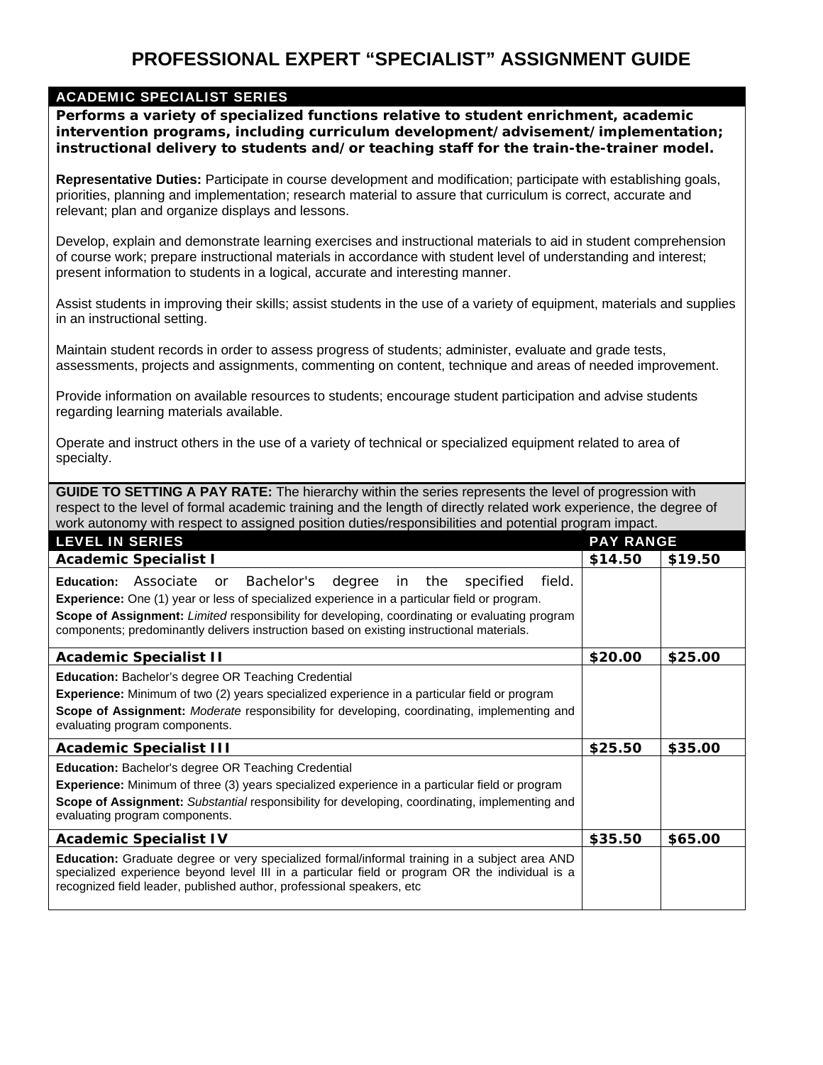# PROFESSIONAL EXPERT "SPECIALIST" ASSIGNMENT GUIDE

## ACADEMIC SPECIALIST SERIES

**Performs a variety of specialized functions relative to student enrichment, academic intervention programs, including curriculum development/advisement/implementation; instructional delivery to students and/or teaching staff for the train-the-trainer model.**

**Representative Duties:** Participate in course development and modification; participate with establishing goals, priorities, planning and implementation; research material to assure that curriculum is correct, accurate and relevant; plan and organize displays and lessons.

Develop, explain and demonstrate learning exercises and instructional materials to aid in student comprehension of course work; prepare instructional materials in accordance with student level of understanding and interest; present information to students in a logical, accurate and interesting manner.

Assist students in improving their skills; assist students in the use of a variety of equipment, materials and supplies in an instructional setting.

Maintain student records in order to assess progress of students; administer, evaluate and grade tests, assessments, projects and assignments, commenting on content, technique and areas of needed improvement.

Provide information on available resources to students; encourage student participation and advise students regarding learning materials available.

Operate and instruct others in the use of a variety of technical or specialized equipment related to area of specialty.

**GUIDE TO SETTING A PAY RATE:** The hierarchy within the series represents the level of progression with respect to the level of formal academic training and the length of directly related work experience, the degree of work autonomy with respect to assigned position duties/responsibilities and potential program impact.

| LEVEL IN SERIES | PAY RANGE | |
|---|---|---|
| **Academic Specialist I** | **$14.50** | **$19.50** |
| **Education:** Associate or Bachelor's degree in the specified field.<br>**Experience:** One (1) year or less of specialized experience in a particular field or program.<br>**Scope of Assignment:** *Limited* responsibility for developing, coordinating or evaluating program components; predominantly delivers instruction based on existing instructional materials. | | |
| **Academic Specialist II** | **$20.00** | **$25.00** |
| **Education:** Bachelor's degree OR Teaching Credential<br>**Experience:** Minimum of two (2) years specialized experience in a particular field or program<br>**Scope of Assignment:** *Moderate* responsibility for developing, coordinating, implementing and evaluating program components. | | |
| **Academic Specialist III** | **$25.50** | **$35.00** |
| **Education:** Bachelor's degree OR Teaching Credential<br>**Experience:** Minimum of three (3) years specialized experience in a particular field or program<br>**Scope of Assignment:** *Substantial* responsibility for developing, coordinating, implementing and evaluating program components. | | |
| **Academic Specialist IV** | **$35.50** | **$65.00** |
| **Education:** Graduate degree or very specialized formal/informal training in a subject area AND specialized experience beyond level III in a particular field or program OR the individual is a recognized field leader, published author, professional speakers, etc | | |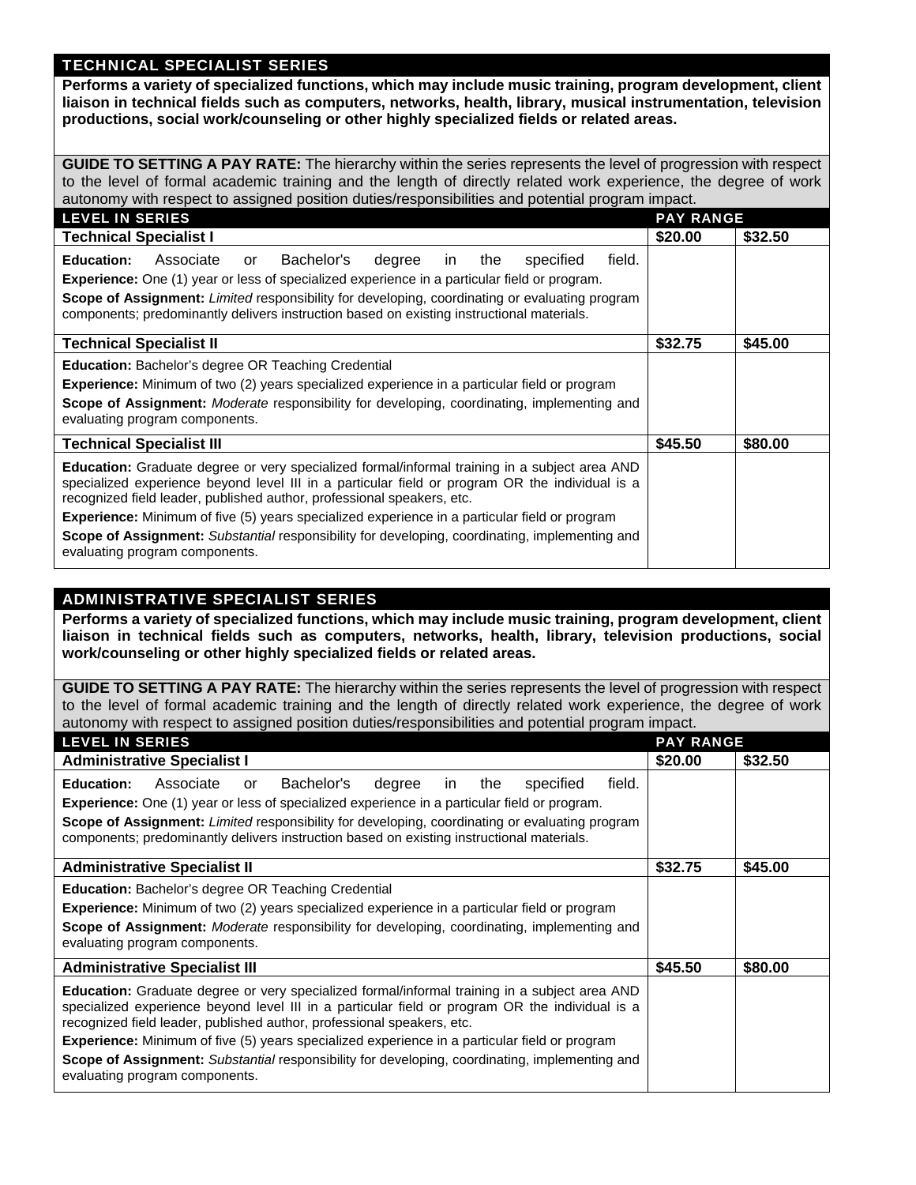## TECHNICAL SPECIALIST SERIES

**Performs a variety of specialized functions, which may include music training, program development, client liaison in technical fields such as computers, networks, health, library, musical instrumentation, television productions, social work/counseling or other highly specialized fields or related areas.**

**GUIDE TO SETTING A PAY RATE:** The hierarchy within the series represents the level of progression with respect to the level of formal academic training and the length of directly related work experience, the degree of work autonomy with respect to assigned position duties/responsibilities and potential program impact.

| LEVEL IN SERIES | PAY RANGE | |
|---|---|---|
| **Technical Specialist I** | **$20.00** | **$32.50** |
| **Education:** Associate or Bachelor's degree in the specified field.<br>**Experience:** One (1) year or less of specialized experience in a particular field or program.<br>**Scope of Assignment:** *Limited* responsibility for developing, coordinating or evaluating program components; predominantly delivers instruction based on existing instructional materials. | | |
| **Technical Specialist II** | **$32.75** | **$45.00** |
| **Education:** Bachelor's degree OR Teaching Credential<br>**Experience:** Minimum of two (2) years specialized experience in a particular field or program<br>**Scope of Assignment:** *Moderate* responsibility for developing, coordinating, implementing and evaluating program components. | | |
| **Technical Specialist III** | **$45.50** | **$80.00** |
| **Education:** Graduate degree or very specialized formal/informal training in a subject area AND specialized experience beyond level III in a particular field or program OR the individual is a recognized field leader, published author, professional speakers, etc.<br>**Experience:** Minimum of five (5) years specialized experience in a particular field or program<br>**Scope of Assignment:** *Substantial* responsibility for developing, coordinating, implementing and evaluating program components. | | |

## ADMINISTRATIVE SPECIALIST SERIES

**Performs a variety of specialized functions, which may include music training, program development, client liaison in technical fields such as computers, networks, health, library, television productions, social work/counseling or other highly specialized fields or related areas.**

**GUIDE TO SETTING A PAY RATE:** The hierarchy within the series represents the level of progression with respect to the level of formal academic training and the length of directly related work experience, the degree of work autonomy with respect to assigned position duties/responsibilities and potential program impact.

| LEVEL IN SERIES | PAY RANGE | |
|---|---|---|
| **Administrative Specialist I** | **$20.00** | **$32.50** |
| **Education:** Associate or Bachelor's degree in the specified field.<br>**Experience:** One (1) year or less of specialized experience in a particular field or program.<br>**Scope of Assignment:** *Limited* responsibility for developing, coordinating or evaluating program components; predominantly delivers instruction based on existing instructional materials. | | |
| **Administrative Specialist II** | **$32.75** | **$45.00** |
| **Education:** Bachelor's degree OR Teaching Credential<br>**Experience:** Minimum of two (2) years specialized experience in a particular field or program<br>**Scope of Assignment:** *Moderate* responsibility for developing, coordinating, implementing and evaluating program components. | | |
| **Administrative Specialist III** | **$45.50** | **$80.00** |
| **Education:** Graduate degree or very specialized formal/informal training in a subject area AND specialized experience beyond level III in a particular field or program OR the individual is a recognized field leader, published author, professional speakers, etc.<br>**Experience:** Minimum of five (5) years specialized experience in a particular field or program<br>**Scope of Assignment:** *Substantial* responsibility for developing, coordinating, implementing and evaluating program components. | | |